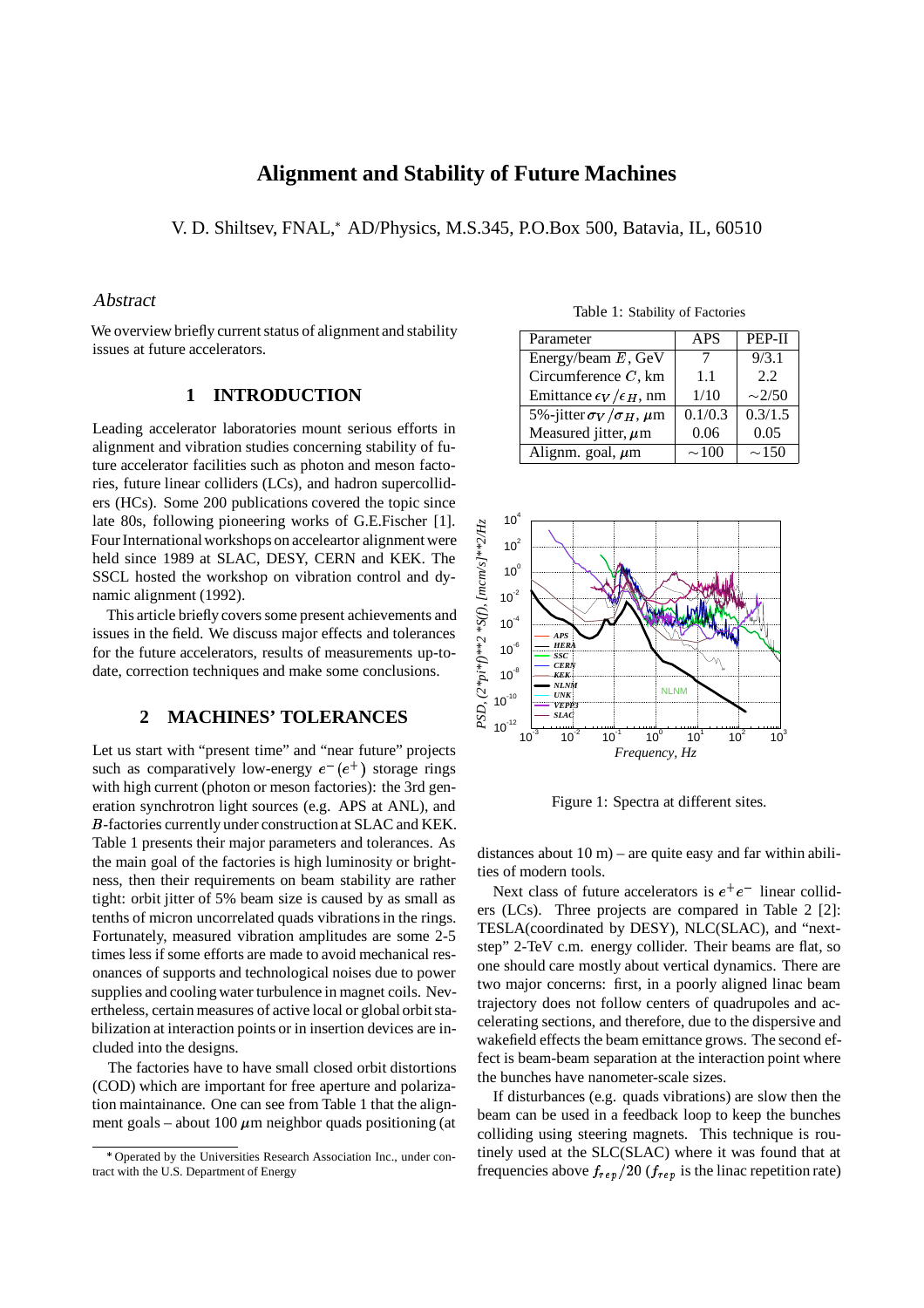# Alignment and Stability of Future Machines

V. D. Shiltsev, FNAL,* AD/Physics, M.S.345, P.O.Box 500, Batavia, IL, 60510

## *Abstract*

We overview briefly current status of alignment and stability issues at future accelerators.

## 1 INTRODUCTION

Leading accelerator laboratories mount serious efforts in alignment and vibration studies concerning stability of future accelerator facilities such as photon and meson factories, future linear colliders (LCs), and hadron supercolliders (HCs). Some 200 publications covered the topic since late 80s, following pioneering works of G.E.Fischer [1]. Four International workshops on acceleartor alignment were held since 1989 at SLAC, DESY, CERN and KEK. The SSCL hosted the workshop on vibration control and dynamic alignment (1992).

This article briefly covers some present achievements and issues in the field. We discuss major effects and tolerances for the future accelerators, results of measurements up-to-date, correction techniques and make some conclusions.

## 2 MACHINES' TOLERANCES

Let us start with "present time" and "near future" projects such as comparatively low-energy $e^-(e^+)$ storage rings with high current (photon or meson factories): the 3rd generation synchrotron light sources (e.g. APS at ANL), and $B$-factories currently under construction at SLAC and KEK. Table 1 presents their major parameters and tolerances. As the main goal of the factories is high luminosity or brightness, then their requirements on beam stability are rather tight: orbit jitter of 5% beam size is caused by as small as tenths of micron uncorrelated quads vibrations in the rings. Fortunately, measured vibration amplitudes are some 2-5 times less if some efforts are made to avoid mechanical resonances of supports and technological noises due to power supplies and cooling water turbulence in magnet coils. Nevertheless, certain measures of active local or global orbit stabilization at interaction points or in insertion devices are included into the designs.

The factories have to have small closed orbit distortions (COD) which are important for free aperture and polarization maintainance. One can see from Table 1 that the alignment goals – about 100 $\mu$m neighbor quads positioning (at distances about 10 m) – are quite easy and far within abilities of modern tools.

Table 1: Stability of Factories

| Parameter | APS | PEP-II |
|---|---|---|
| Energy/beam $E$, GeV | 7 | 9/3.1 |
| Circumference $C$, km | 1.1 | 2.2 |
| Emittance $\epsilon_V/\epsilon_H$, nm | 1/10 | $\sim$2/50 |
| 5%-jitter $\sigma_V/\sigma_H$, $\mu$m | 0.1/0.3 | 0.3/1.5 |
| Measured jitter, $\mu$m | 0.06 | 0.05 |
| Alignm. goal, $\mu$m | $\sim$100 | $\sim$150 |

Figure 1: Spectra at different sites.

Next class of future accelerators is $e^+e^-$ linear colliders (LCs). Three projects are compared in Table 2 [2]: TESLA(coordinated by DESY), NLC(SLAC), and "next-step" 2-TeV c.m. energy collider. Their beams are flat, so one should care mostly about vertical dynamics. There are two major concerns: first, in a poorly aligned linac beam trajectory does not follow centers of quadrupoles and accelerating sections, and therefore, due to the dispersive and wakefield effects the beam emittance grows. The second effect is beam-beam separation at the interaction point where the bunches have nanometer-scale sizes.

If disturbances (e.g. quads vibrations) are slow then the beam can be used in a feedback loop to keep the bunches colliding using steering magnets. This technique is routinely used at the SLC(SLAC) where it was found that at frequencies above $f_{rep}/20$ ($f_{rep}$ is the linac repetition rate)

*Operated by the Universities Research Association Inc., under contract with the U.S. Department of Energy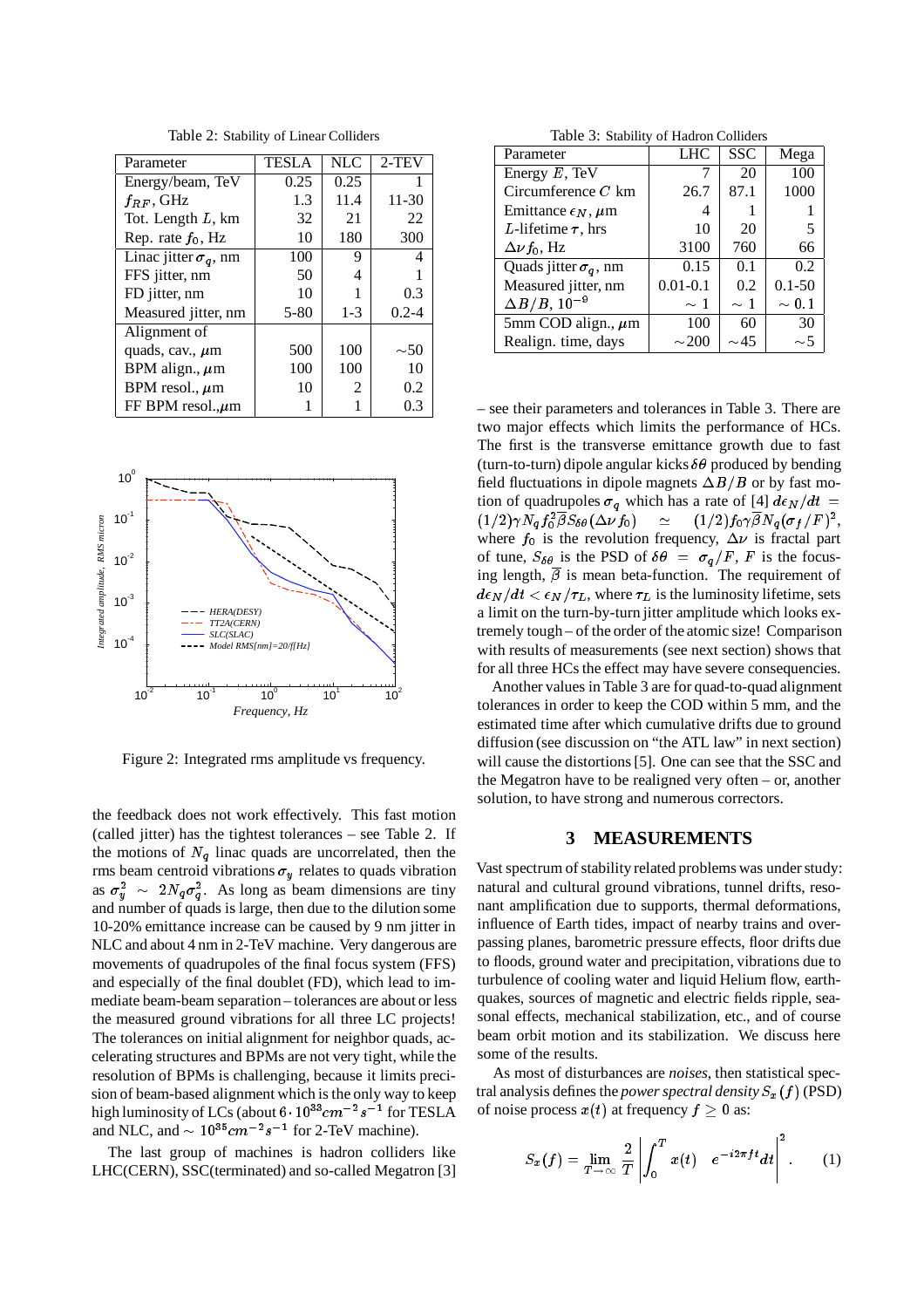Table 2: Stability of Linear Colliders

| Parameter | TESLA | NLC | 2-TEV |
|---|---|---|---|
| Energy/beam, TeV | 0.25 | 0.25 | 1 |
| $f_{RF}$, GHz | 1.3 | 11.4 | 11-30 |
| Tot. Length $L$, km | 32 | 21 | 22 |
| Rep. rate $f_0$, Hz | 10 | 180 | 300 |
| Linac jitter $\sigma_q$, nm | 100 | 9 | 4 |
| FFS jitter, nm | 50 | 4 | 1 |
| FD jitter, nm | 10 | 1 | 0.3 |
| Measured jitter, nm | 5-80 | 1-3 | 0.2-4 |
| Alignment of | | | |
| quads, cav., $\mu$m | 500 | 100 | $\sim$50 |
| BPM align., $\mu$m | 100 | 100 | 10 |
| BPM resol., $\mu$m | 10 | 2 | 0.2 |
| FF BPM resol.,$\mu$m | 1 | 1 | 0.3 |

Figure 2: Integrated rms amplitude vs frequency.

the feedback does not work effectively. This fast motion (called jitter) has the tightest tolerances – see Table 2. If the motions of $N_q$ linac quads are uncorrelated, then the rms beam centroid vibrations $\sigma_y$ relates to quads vibration as $\sigma_y^2 \sim 2N_q\sigma_q^2$. As long as beam dimensions are tiny and number of quads is large, then due to the dilution some 10-20% emittance increase can be caused by 9 nm jitter in NLC and about 4 nm in 2-TeV machine. Very dangerous are movements of quadrupoles of the final focus system (FFS) and especially of the final doublet (FD), which lead to immediate beam-beam separation – tolerances are about or less the measured ground vibrations for all three LC projects! The tolerances on initial alignment for neighbor quads, accelerating structures and BPMs are not very tight, while the resolution of BPMs is challenging, because it limits precision of beam-based alignment which is the only way to keep high luminosity of LCs (about $6\cdot10^{33}cm^{-2}s^{-1}$ for TESLA and NLC, and $\sim 10^{35}cm^{-2}s^{-1}$ for 2-TeV machine).

The last group of machines is hadron colliders like LHC(CERN), SSC(terminated) and so-called Megatron [3] – see their parameters and tolerances in Table 3. There are two major effects which limits the performance of HCs. The first is the transverse emittance growth due to fast (turn-to-turn) dipole angular kicks $\delta\theta$ produced by bending field fluctuations in dipole magnets $\Delta B/B$ or by fast motion of quadrupoles $\sigma_q$ which has a rate of [4] $d\epsilon_N/dt = (1/2)\gamma N_q f_0^2 \overline{\beta} S_{\delta\theta}(\Delta\nu f_0) \simeq (1/2)f_0\gamma\overline{\beta}N_q(\sigma_f/F)^2$, where $f_0$ is the revolution frequency, $\Delta\nu$ is fractal part of tune, $S_{\delta\theta}$ is the PSD of $\delta\theta = \sigma_q/F$, $F$ is the focusing length, $\overline{\beta}$ is mean beta-function. The requirement of $d\epsilon_N/dt < \epsilon_N/\tau_L$, where $\tau_L$ is the luminosity lifetime, sets a limit on the turn-by-turn jitter amplitude which looks extremely tough – of the order of the atomic size! Comparison with results of measurements (see next section) shows that for all three HCs the effect may have severe consequencies.

Table 3: Stability of Hadron Colliders

| Parameter | LHC | SSC | Mega |
|---|---|---|---|
| Energy $E$, TeV | 7 | 20 | 100 |
| Circumference $C$ km | 26.7 | 87.1 | 1000 |
| Emittance $\epsilon_N$, $\mu$m | 4 | 1 | 1 |
| $L$-lifetime $\tau$, hrs | 10 | 20 | 5 |
| $\Delta\nu f_0$, Hz | 3100 | 760 | 66 |
| Quads jitter $\sigma_q$, nm | 0.15 | 0.1 | 0.2 |
| Measured jitter, nm | 0.01-0.1 | 0.2 | 0.1-50 |
| $\Delta B/B$, $10^{-9}$ | $\sim 1$ | $\sim 1$ | $\sim 0.1$ |
| 5mm COD align., $\mu$m | 100 | 60 | 30 |
| Realign. time, days | $\sim$200 | $\sim$45 | $\sim$5 |

Another values in Table 3 are for quad-to-quad alignment tolerances in order to keep the COD within 5 mm, and the estimated time after which cumulative drifts due to ground diffusion (see discussion on "the ATL law" in next section) will cause the distortions [5]. One can see that the SSC and the Megatron have to be realigned very often – or, another solution, to have strong and numerous correctors.

## 3 MEASUREMENTS

Vast spectrum of stability related problems was under study: natural and cultural ground vibrations, tunnel drifts, resonant amplification due to supports, thermal deformations, influence of Earth tides, impact of nearby trains and overpassing planes, barometric pressure effects, floor drifts due to floods, ground water and precipitation, vibrations due to turbulence of cooling water and liquid Helium flow, earthquakes, sources of magnetic and electric fields ripple, seasonal effects, mechanical stabilization, etc., and of course beam orbit motion and its stabilization. We discuss here some of the results.

As most of disturbances are *noises*, then statistical spectral analysis defines the *power spectral density* $S_x(f)$ (PSD) of noise process $x(t)$ at frequency $f \geq 0$ as:

$$S_x(f) = \lim_{T\to\infty} \frac{2}{T}\left|\int_0^T x(t) \quad e^{-i2\pi ft}dt\right|^2. \qquad (1)$$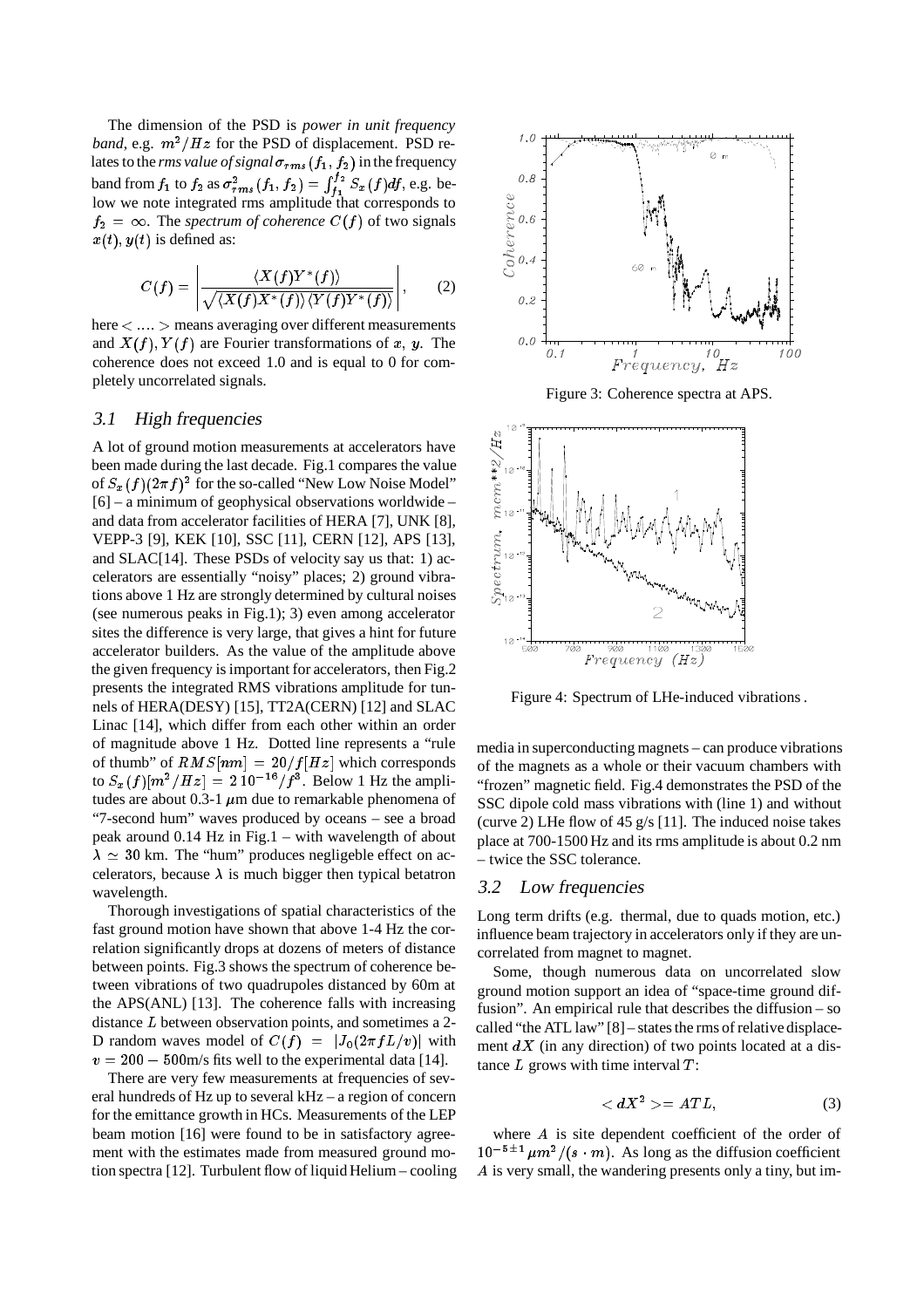The dimension of the PSD is *power in unit frequency band*, e.g. $m^2/Hz$ for the PSD of displacement. PSD relates to the *rms value of signal* $\sigma_{rms}(f_1, f_2)$ in the frequency band from $f_1$ to $f_2$ as $\sigma^2_{rms}(f_1, f_2) = \int_{f_1}^{f_2} S_x(f)df$, e.g. below we note integrated rms amplitude that corresponds to $f_2 = \infty$. The *spectrum of coherence* $C(f)$ of two signals $x(t), y(t)$ is defined as:

$$C(f) = \left| \frac{\langle X(f)Y^*(f)\rangle}{\sqrt{\langle X(f)X^*(f)\rangle \langle Y(f)Y^*(f)\rangle}} \right|, \qquad (2)$$

here $< .... >$ means averaging over different measurements and $X(f), Y(f)$ are Fourier transformations of $x$, $y$. The coherence does not exceed 1.0 and is equal to 0 for completely uncorrelated signals.

### 3.1 High frequencies

A lot of ground motion measurements at accelerators have been made during the last decade. Fig.1 compares the value of $S_x(f)(2\pi f)^2$ for the so-called "New Low Noise Model" [6] – a minimum of geophysical observations worldwide – and data from accelerator facilities of HERA [7], UNK [8], VEPP-3 [9], KEK [10], SSC [11], CERN [12], APS [13], and SLAC[14]. These PSDs of velocity say us that: 1) accelerators are essentially "noisy" places; 2) ground vibrations above 1 Hz are strongly determined by cultural noises (see numerous peaks in Fig.1); 3) even among accelerator sites the difference is very large, that gives a hint for future accelerator builders. As the value of the amplitude above the given frequency is important for accelerators, then Fig.2 presents the integrated RMS vibrations amplitude for tunnels of HERA(DESY) [15], TT2A(CERN) [12] and SLAC Linac [14], which differ from each other within an order of magnitude above 1 Hz. Dotted line represents a "rule of thumb" of $RMS[nm] = 20/f[Hz]$ which corresponds to $S_x(f)[m^2/Hz] = 2\,10^{-16}/f^3$. Below 1 Hz the amplitudes are about 0.3-1 $\mu$m due to remarkable phenomena of "7-second hum" waves produced by oceans – see a broad peak around 0.14 Hz in Fig.1 – with wavelength of about $\lambda \simeq 30$ km. The "hum" produces negligeble effect on accelerators, because $\lambda$ is much bigger then typical betatron wavelength.

Thorough investigations of spatial characteristics of the fast ground motion have shown that above 1-4 Hz the correlation significantly drops at dozens of meters of distance between points. Fig.3 shows the spectrum of coherence between vibrations of two quadrupoles distanced by 60m at the APS(ANL) [13]. The coherence falls with increasing distance $L$ between observation points, and sometimes a 2-D random waves model of $C(f) = |J_0(2\pi fL/v)|$ with $v = 200 - 500$m/s fits well to the experimental data [14].

There are very few measurements at frequencies of several hundreds of Hz up to several kHz – a region of concern for the emittance growth in HCs. Measurements of the LEP beam motion [16] were found to be in satisfactory agreement with the estimates made from measured ground motion spectra [12]. Turbulent flow of liquid Helium – cooling media in superconducting magnets – can produce vibrations of the magnets as a whole or their vacuum chambers with "frozen" magnetic field. Fig.4 demonstrates the PSD of the SSC dipole cold mass vibrations with (line 1) and without (curve 2) LHe flow of 45 g/s [11]. The induced noise takes place at 700-1500 Hz and its rms amplitude is about 0.2 nm – twice the SSC tolerance.

Figure 3: Coherence spectra at APS.

Figure 4: Spectrum of LHe-induced vibrations.

### 3.2 Low frequencies

Long term drifts (e.g. thermal, due to quads motion, etc.) influence beam trajectory in accelerators only if they are uncorrelated from magnet to magnet.

Some, though numerous data on uncorrelated slow ground motion support an idea of "space-time ground diffusion". An empirical rule that describes the diffusion – so called "the ATL law" [8] – states the rms of relative displacement $dX$ (in any direction) of two points located at a distance $L$ grows with time interval $T$:

$$< dX^2 >= ATL, \qquad (3)$$

where $A$ is site dependent coefficient of the order of $10^{-5\pm1}\,\mu m^2/(s\cdot m)$. As long as the diffusion coefficient $A$ is very small, the wandering presents only a tiny, but im-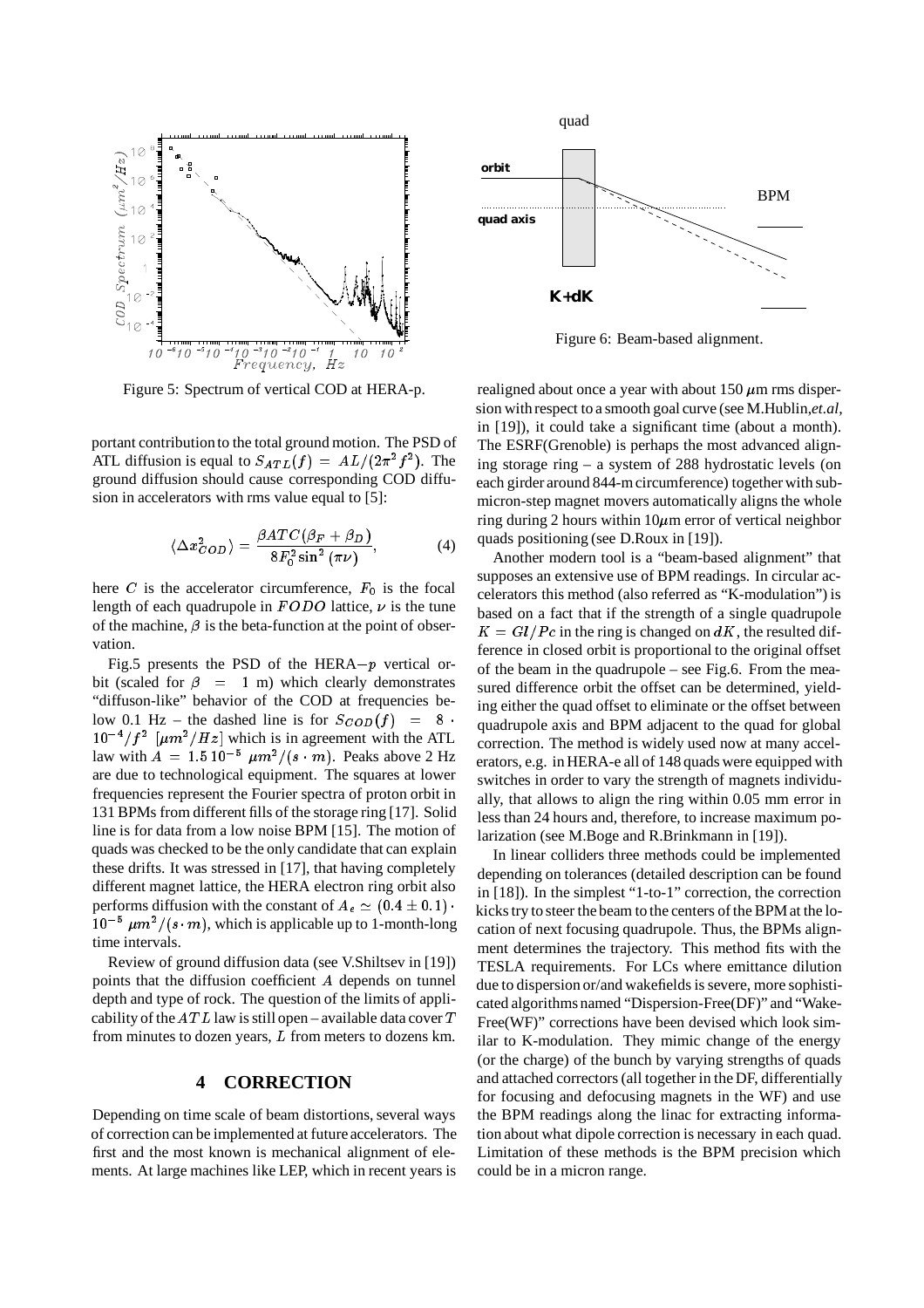Figure 5: Spectrum of vertical COD at HERA-p.

portant contribution to the total ground motion. The PSD of ATL diffusion is equal to $S_{ATL}(f) = AL/(2\pi^2 f^2)$. The ground diffusion should cause corresponding COD diffusion in accelerators with rms value equal to [5]:

$$\langle \Delta x^2_{COD} \rangle = \frac{\beta ATC(\beta_F + \beta_D)}{8F_0^2 \sin^2(\pi\nu)}, \tag{4}$$

here $C$ is the accelerator circumference, $F_0$ is the focal length of each quadrupole in $FODO$ lattice, $\nu$ is the tune of the machine, $\beta$ is the beta-function at the point of observation.

Fig.5 presents the PSD of the HERA$-p$ vertical orbit (scaled for $\beta = 1$ m) which clearly demonstrates "diffuson-like" behavior of the COD at frequencies below 0.1 Hz – the dashed line is for $S_{COD}(f) = 8 \cdot 10^{-4}/f^2$ $[\mu m^2/Hz]$ which is in agreement with the ATL law with $A = 1.5\, 10^{-5}$ $\mu m^2/(s \cdot m)$. Peaks above 2 Hz are due to technological equipment. The squares at lower frequencies represent the Fourier spectra of proton orbit in 131 BPMs from different fills of the storage ring [17]. Solid line is for data from a low noise BPM [15]. The motion of quads was checked to be the only candidate that can explain these drifts. It was stressed in [17], that having completely different magnet lattice, the HERA electron ring orbit also performs diffusion with the constant of $A_e \simeq (0.4 \pm 0.1) \cdot 10^{-5}$ $\mu m^2/(s \cdot m)$, which is applicable up to 1-month-long time intervals.

Review of ground diffusion data (see V.Shiltsev in [19]) points that the diffusion coefficient $A$ depends on tunnel depth and type of rock. The question of the limits of applicability of the $ATL$ law is still open – available data cover $T$ from minutes to dozen years, $L$ from meters to dozens km.

## 4 CORRECTION

Depending on time scale of beam distortions, several ways of correction can be implemented at future accelerators. The first and the most known is mechanical alignment of elements. At large machines like LEP, which in recent years is

Figure 6: Beam-based alignment.

realigned about once a year with about 150 $\mu$m rms dispersion with respect to a smooth goal curve (see M.Hublin,*et.al*, in [19]), it could take a significant time (about a month). The ESRF(Grenoble) is perhaps the most advanced aligning storage ring – a system of 288 hydrostatic levels (on each girder around 844-m circumference) together with submicron-step magnet movers automatically aligns the whole ring during 2 hours within 10$\mu$m error of vertical neighbor quads positioning (see D.Roux in [19]).

Another modern tool is a "beam-based alignment" that supposes an extensive use of BPM readings. In circular accelerators this method (also referred as "K-modulation") is based on a fact that if the strength of a single quadrupole $K = Gl/Pc$ in the ring is changed on $dK$, the resulted difference in closed orbit is proportional to the original offset of the beam in the quadrupole – see Fig.6. From the measured difference orbit the offset can be determined, yielding either the quad offset to eliminate or the offset between quadrupole axis and BPM adjacent to the quad for global correction. The method is widely used now at many accelerators, e.g. in HERA-e all of 148 quads were equipped with switches in order to vary the strength of magnets individually, that allows to align the ring within 0.05 mm error in less than 24 hours and, therefore, to increase maximum polarization (see M.Boge and R.Brinkmann in [19]).

In linear colliders three methods could be implemented depending on tolerances (detailed description can be found in [18]). In the simplest "1-to-1" correction, the correction kicks try to steer the beam to the centers of the BPM at the location of next focusing quadrupole. Thus, the BPMs alignment determines the trajectory. This method fits with the TESLA requirements. For LCs where emittance dilution due to dispersion or/and wakefields is severe, more sophisticated algorithms named "Dispersion-Free(DF)" and "Wake-Free(WF)" corrections have been devised which look similar to K-modulation. They mimic change of the energy (or the charge) of the bunch by varying strengths of quads and attached correctors (all together in the DF, differentially for focusing and defocusing magnets in the WF) and use the BPM readings along the linac for extracting information about what dipole correction is necessary in each quad. Limitation of these methods is the BPM precision which could be in a micron range.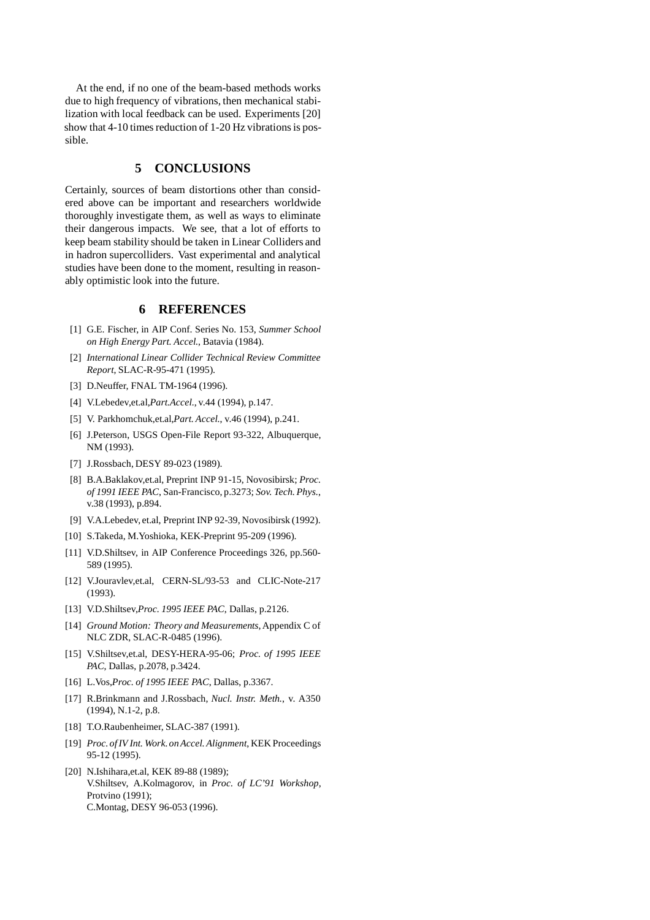At the end, if no one of the beam-based methods works due to high frequency of vibrations, then mechanical stabilization with local feedback can be used. Experiments [20] show that 4-10 times reduction of 1-20 Hz vibrations is possible.

## 5 CONCLUSIONS

Certainly, sources of beam distortions other than considered above can be important and researchers worldwide thoroughly investigate them, as well as ways to eliminate their dangerous impacts. We see, that a lot of efforts to keep beam stability should be taken in Linear Colliders and in hadron supercolliders. Vast experimental and analytical studies have been done to the moment, resulting in reasonably optimistic look into the future.

## 6 REFERENCES

[1] G.E. Fischer, in AIP Conf. Series No. 153, *Summer School on High Energy Part. Accel.*, Batavia (1984).

[2] *International Linear Collider Technical Review Committee Report*, SLAC-R-95-471 (1995).

[3] D.Neuffer, FNAL TM-1964 (1996).

[4] V.Lebedev,et.al,*Part.Accel.*, v.44 (1994), p.147.

[5] V. Parkhomchuk,et.al,*Part. Accel.*, v.46 (1994), p.241.

[6] J.Peterson, USGS Open-File Report 93-322, Albuquerque, NM (1993).

[7] J.Rossbach, DESY 89-023 (1989).

[8] B.A.Baklakov,et.al, Preprint INP 91-15, Novosibirsk; *Proc. of 1991 IEEE PAC*, San-Francisco, p.3273; *Sov. Tech. Phys.*, v.38 (1993), p.894.

[9] V.A.Lebedev, et.al, Preprint INP 92-39, Novosibirsk (1992).

[10] S.Takeda, M.Yoshioka, KEK-Preprint 95-209 (1996).

[11] V.D.Shiltsev, in AIP Conference Proceedings 326, pp.560-589 (1995).

[12] V.Jouravlev,et.al, CERN-SL/93-53 and CLIC-Note-217 (1993).

[13] V.D.Shiltsev,*Proc. 1995 IEEE PAC*, Dallas, p.2126.

[14] *Ground Motion: Theory and Measurements*, Appendix C of NLC ZDR, SLAC-R-0485 (1996).

[15] V.Shiltsev,et.al, DESY-HERA-95-06; *Proc. of 1995 IEEE PAC*, Dallas, p.2078, p.3424.

[16] L.Vos,*Proc. of 1995 IEEE PAC*, Dallas, p.3367.

[17] R.Brinkmann and J.Rossbach, *Nucl. Instr. Meth.*, v. A350 (1994), N.1-2, p.8.

[18] T.O.Raubenheimer, SLAC-387 (1991).

[19] *Proc. of IV Int. Work. on Accel. Alignment*, KEK Proceedings 95-12 (1995).

[20] N.Ishihara,et.al, KEK 89-88 (1989);
V.Shiltsev, A.Kolmagorov, in *Proc. of LC'91 Workshop*, Protvino (1991);
C.Montag, DESY 96-053 (1996).